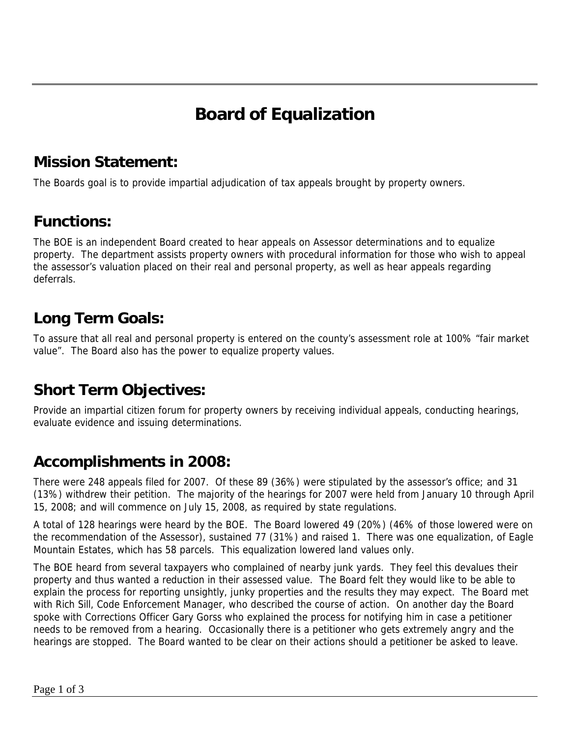# Board of Equalization

## Mission Statement:

The Boards goal is to provide impartial adjudication of tax appeals brought by property owners.

## Functions:

The BOE is an independent Board created to hear appeals on Assessor determinations and to equalize property. The department assists property owners with procedural information for those who wish to appeal the assessor's valuation placed on their real and personal property, as well as hear appeals regarding deferrals.

## Long Term Goals:

To assure that all real and personal property is entered on the county's assessment role at 100% "fair market value". The Board also has the power to equalize property values.

## Short Term Objectives:

Provide an impartial citizen forum for property owners by receiving individual appeals, conducting hearings, evaluate evidence and issuing determinations.

## Accomplishments in 2008:

There were 248 appeals filed for 2007. Of these 89 (36%) were stipulated by the assessor's office; and 31 (13%) withdrew their petition. The majority of the hearings for 2007 were held from January 10 through April 15, 2008; and will commence on July 15, 2008, as required by state regulations.

A total of 128 hearings were heard by the BOE. The Board lowered 49 (20%) (46% of those lowered were on the recommendation of the Assessor), sustained 77 (31%) and raised 1. There was one equalization, of Eagle Mountain Estates, which has 58 parcels. This equalization lowered land values only.

The BOE heard from several taxpayers who complained of nearby junk yards. They feel this devalues their property and thus wanted a reduction in their assessed value. The Board felt they would like to be able to explain the process for reporting unsightly, junky properties and the results they may expect. The Board met with Rich Sill, Code Enforcement Manager, who described the course of action. On another day the Board spoke with Corrections Officer Gary Gorss who explained the process for notifying him in case a petitioner needs to be removed from a hearing. Occasionally there is a petitioner who gets extremely angry and the hearings are stopped. The Board wanted to be clear on their actions should a petitioner be asked to leave.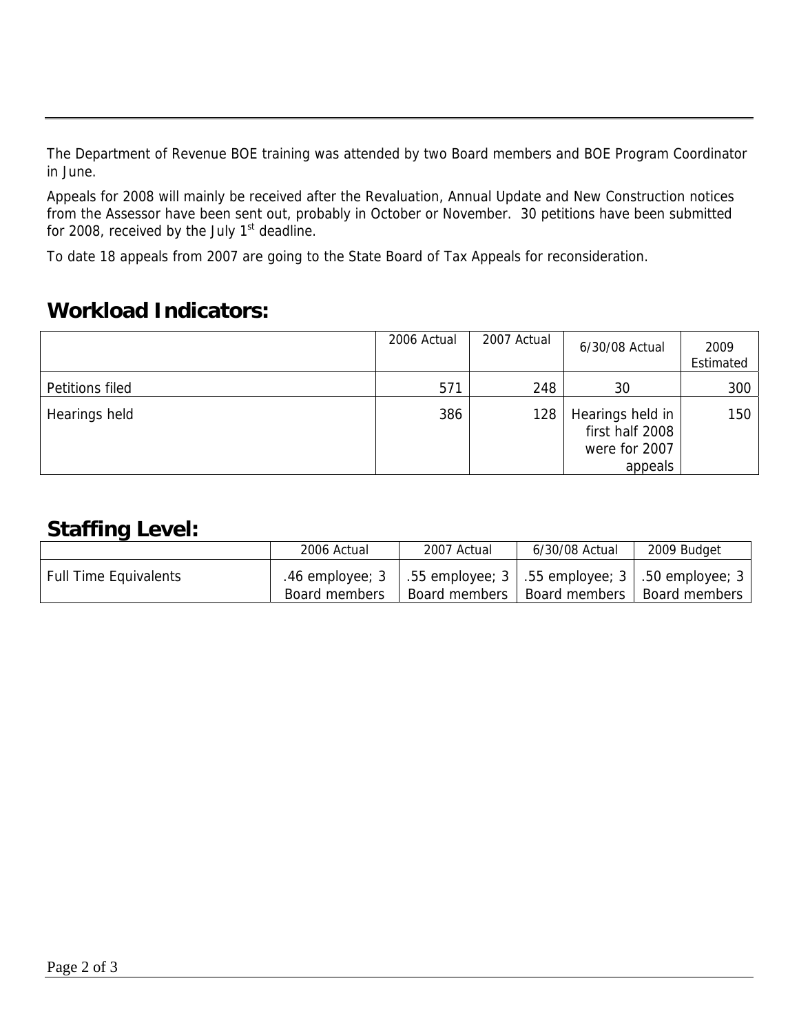The Department of Revenue BOE training was attended by two Board members and BOE Program Coordinator in June.

Appeals for 2008 will mainly be received after the Revaluation, Annual Update and New Construction notices from the Assessor have been sent out, probably in October or November. 30 petitions have been submitted for 2008, received by the July 1st deadline.

To date 18 appeals from 2007 are going to the State Board of Tax Appeals for reconsideration.

## Workload Indicators:

| | 2006 Actual | 2007 Actual | 6/30/08 Actual | 2009 Estimated |
|---|---|---|---|---|
| Petitions filed | 571 | 248 | 30 | 300 |
| Hearings held | 386 | 128 | Hearings held in first half 2008 were for 2007 appeals | 150 |

## Staffing Level:

| | 2006 Actual | 2007 Actual | 6/30/08 Actual | 2009 Budget |
|---|---|---|---|---|
| Full Time Equivalents | .46 employee; 3 Board members | .55 employee; 3 Board members | .55 employee; 3 Board members | .50 employee; 3 Board members |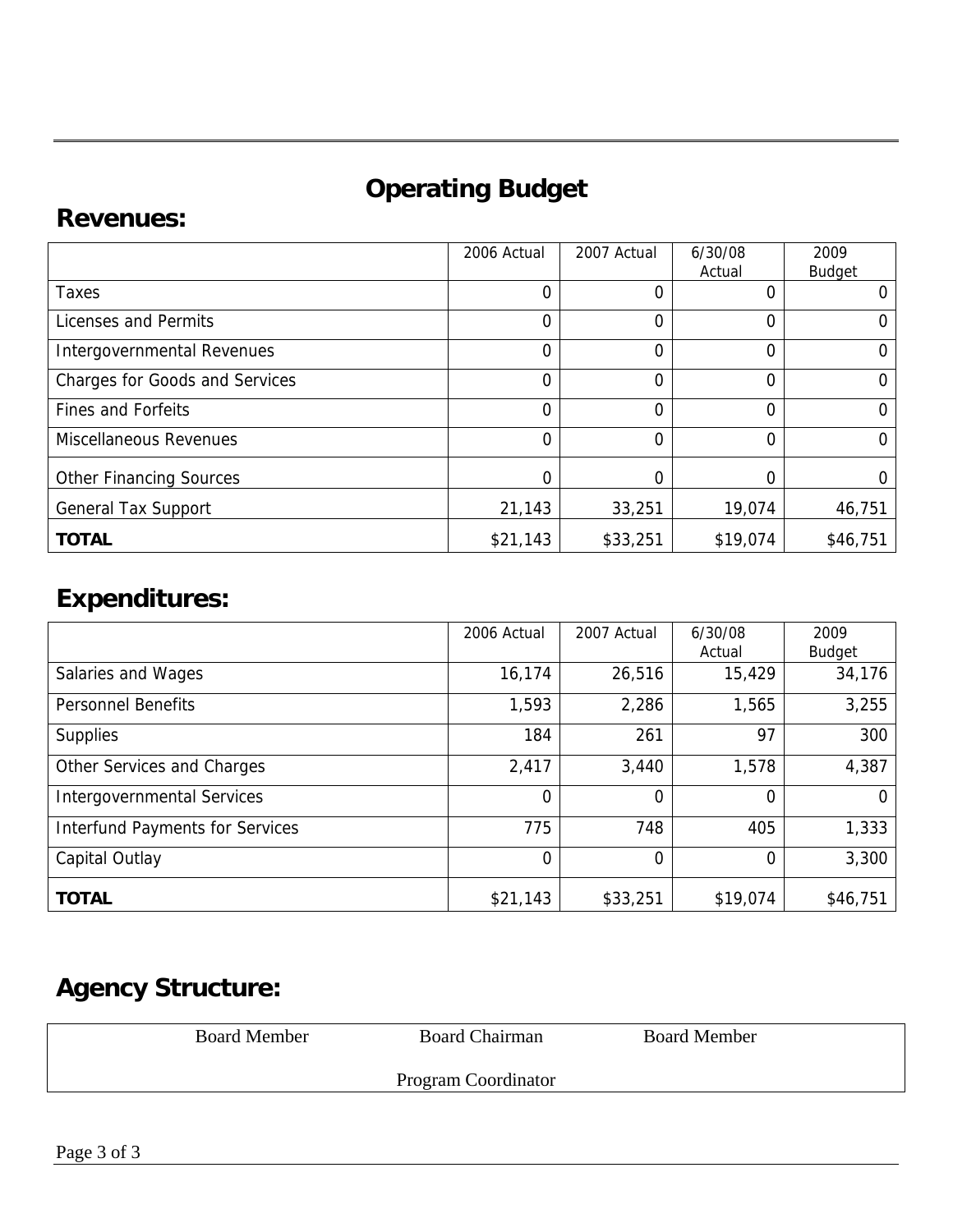# Operating Budget

## Revenues:

| | 2006 Actual | 2007 Actual | 6/30/08 Actual | 2009 Budget |
|---|---|---|---|---|
| Taxes | 0 | 0 | 0 | 0 |
| Licenses and Permits | 0 | 0 | 0 | 0 |
| Intergovernmental Revenues | 0 | 0 | 0 | 0 |
| Charges for Goods and Services | 0 | 0 | 0 | 0 |
| Fines and Forfeits | 0 | 0 | 0 | 0 |
| Miscellaneous Revenues | 0 | 0 | 0 | 0 |
| Other Financing Sources | 0 | 0 | 0 | 0 |
| General Tax Support | 21,143 | 33,251 | 19,074 | 46,751 |
| **TOTAL** | $21,143 | $33,251 | $19,074 | $46,751 |

## Expenditures:

| | 2006 Actual | 2007 Actual | 6/30/08 Actual | 2009 Budget |
|---|---|---|---|---|
| Salaries and Wages | 16,174 | 26,516 | 15,429 | 34,176 |
| Personnel Benefits | 1,593 | 2,286 | 1,565 | 3,255 |
| Supplies | 184 | 261 | 97 | 300 |
| Other Services and Charges | 2,417 | 3,440 | 1,578 | 4,387 |
| Intergovernmental Services | 0 | 0 | 0 | 0 |
| Interfund Payments for Services | 775 | 748 | 405 | 1,333 |
| Capital Outlay | 0 | 0 | 0 | 3,300 |
| **TOTAL** | $21,143 | $33,251 | $19,074 | $46,751 |

## Agency Structure:

Board Member    Board Chairman    Board Member

Program Coordinator